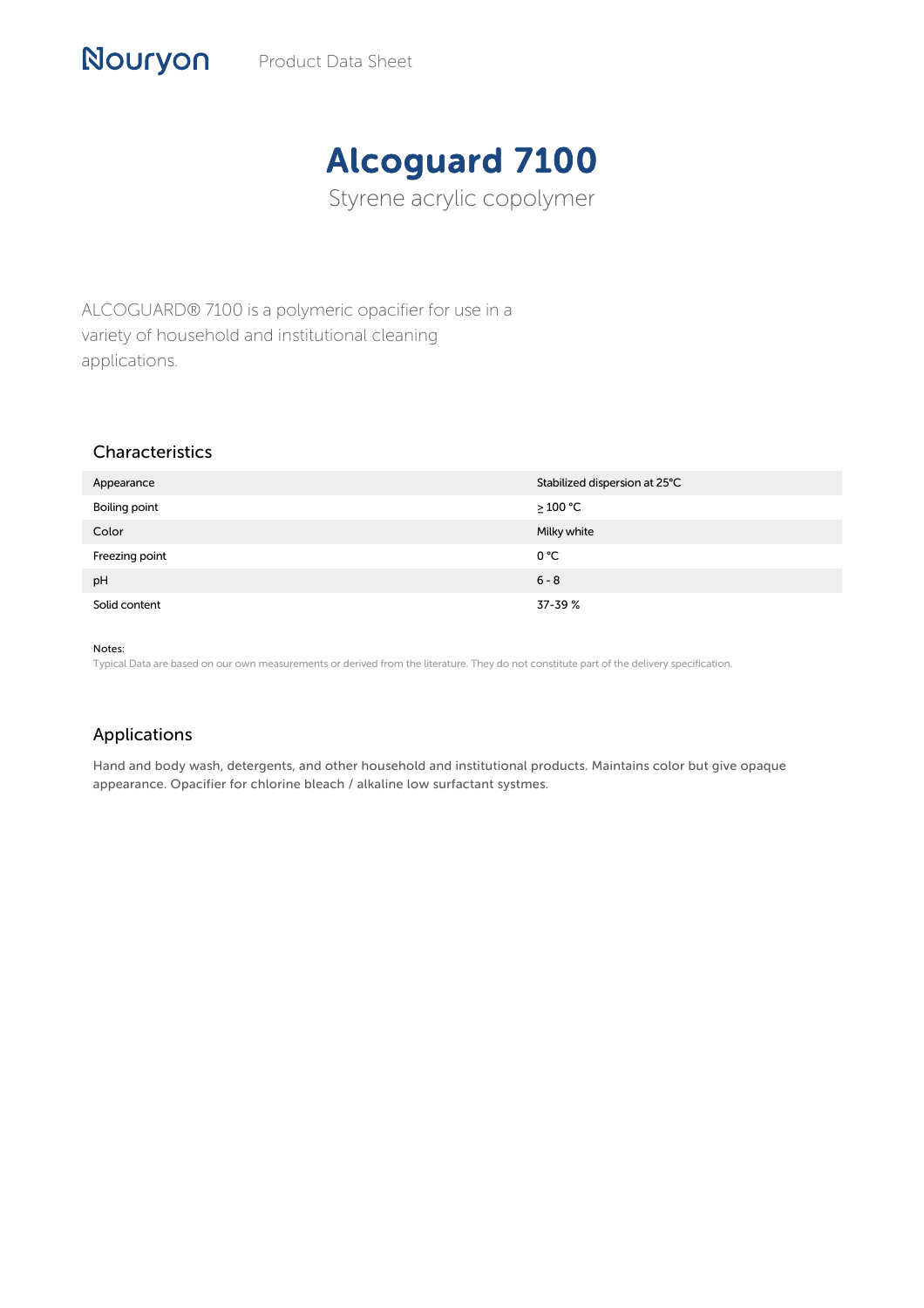Nouryon Product Data Sheet

# Alcoguard 7100

Styrene acrylic copolymer

ALCOGUARD® 7100 is a polymeric opacifier for use in a variety of household and institutional cleaning applications.

## Characteristics

| | |
|---|---|
| Appearance | Stabilized dispersion at 25°C |
| Boiling point | ≥ 100 °C |
| Color | Milky white |
| Freezing point | 0 °C |
| pH | 6 - 8 |
| Solid content | 37-39 % |

Notes:
Typical Data are based on our own measurements or derived from the literature. They do not constitute part of the delivery specification.

## Applications

Hand and body wash, detergents, and other household and institutional products. Maintains color but give opaque appearance. Opacifier for chlorine bleach / alkaline low surfactant systmes.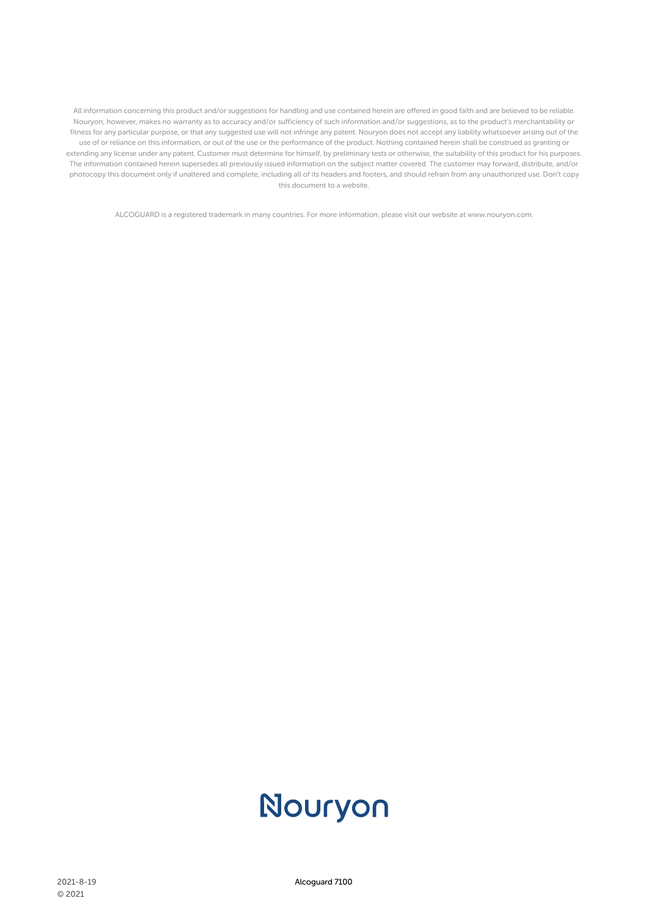All information concerning this product and/or suggestions for handling and use contained herein are offered in good faith and are believed to be reliable. Nouryon, however, makes no warranty as to accuracy and/or sufficiency of such information and/or suggestions, as to the product's merchantability or fitness for any particular purpose, or that any suggested use will not infringe any patent. Nouryon does not accept any liability whatsoever arising out of the use of or reliance on this information, or out of the use or the performance of the product. Nothing contained herein shall be construed as granting or extending any license under any patent. Customer must determine for himself, by preliminary tests or otherwise, the suitability of this product for his purposes. The information contained herein supersedes all previously issued information on the subject matter covered. The customer may forward, distribute, and/or photocopy this document only if unaltered and complete, including all of its headers and footers, and should refrain from any unauthorized use. Don't copy this document to a website.

ALCOGUARD is a registered trademark in many countries. For more information, please visit our website at www.nouryon.com.

Nouryon

2021-8-19
© 2021

Alcoguard 7100